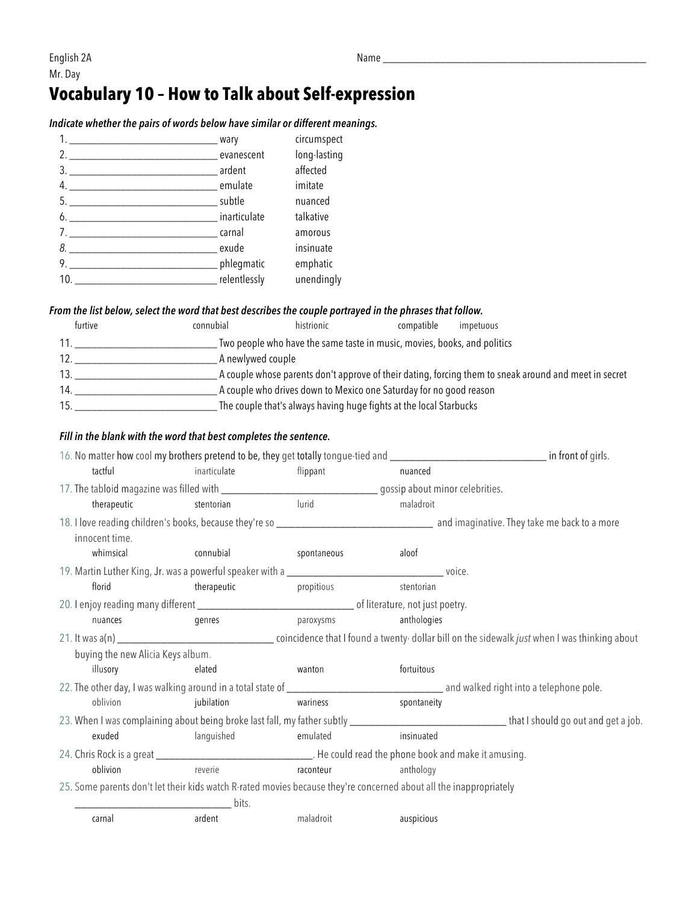English 2A Name ____________________________________________

Mr. Day

# Vocabulary 10 – How to Talk about Self-expression

***Indicate whether the pairs of words below have similar or different meanings.***

1. ______________________________ wary circumspect
2. ______________________________ evanescent long-lasting
3. ______________________________ ardent affected
4. ______________________________ emulate imitate
5. ______________________________ subtle nuanced
6. ______________________________ inarticulate talkative
7. ______________________________ carnal amorous
8. ______________________________ exude insinuate
9. ______________________________ phlegmatic emphatic
10. ______________________________ relentlessly unendingly

***From the list below, select the word that best describes the couple portrayed in the phrases that follow.***

furtive connubial histrionic compatible impetuous

11. ______________________________ Two people who have the same taste in music, movies, books, and politics
12. ______________________________ A newlywed couple
13. ______________________________ A couple whose parents don't approve of their dating, forcing them to sneak around and meet in secret
14. ______________________________ A couple who drives down to Mexico one Saturday for no good reason
15. ______________________________ The couple that's always having huge fights at the local Starbucks

***Fill in the blank with the word that best completes the sentence.***

16. No matter how cool my brothers pretend to be, they get totally tongue-tied and ______________________________ in front of girls.
    tactful inarticulate flippant nuanced
17. The tabloid magazine was filled with ______________________________ gossip about minor celebrities.
    therapeutic stentorian lurid maladroit
18. I love reading children's books, because they're so ______________________________ and imaginative. They take me back to a more innocent time.
    whimsical connubial spontaneous aloof
19. Martin Luther King, Jr. was a powerful speaker with a ______________________________ voice.
    florid therapeutic propitious stentorian
20. I enjoy reading many different ______________________________ of literature, not just poetry.
    nuances genres paroxysms anthologies
21. It was a(n) ______________________________ coincidence that I found a twenty- dollar bill on the sidewalk *just* when I was thinking about buying the new Alicia Keys album.
    illusory elated wanton fortuitous
22. The other day, I was walking around in a total state of ______________________________ and walked right into a telephone pole.
    oblivion jubilation wariness spontaneity
23. When I was complaining about being broke last fall, my father subtly ______________________________ that I should go out and get a job.
    exuded languished emulated insinuated
24. Chris Rock is a great ______________________________. He could read the phone book and make it amusing.
    oblivion reverie raconteur anthology
25. Some parents don't let their kids watch R-rated movies because they're concerned about all the inappropriately ______________________________ bits.
    carnal ardent maladroit auspicious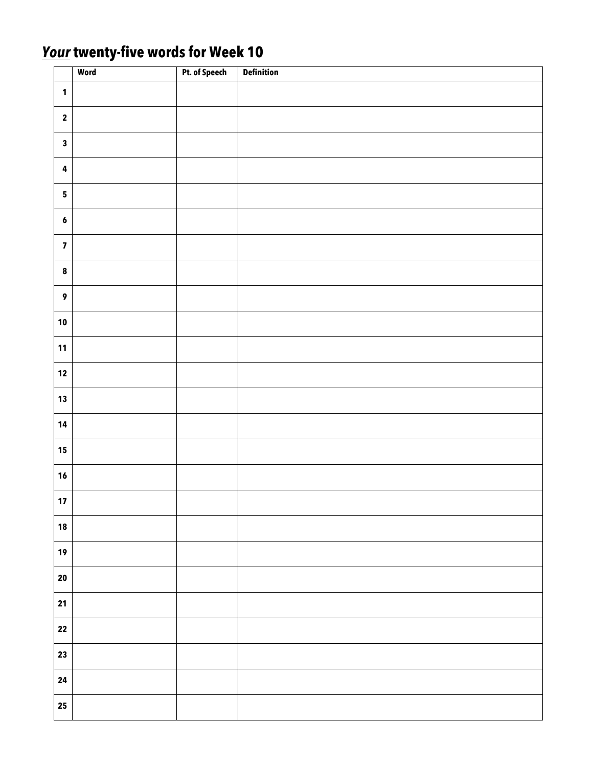## ***<u>Your</u>*** **twenty-five words for Week 10**

| | Word | Pt. of Speech | Definition |
|---|---|---|---|
| 1 | | | |
| 2 | | | |
| 3 | | | |
| 4 | | | |
| 5 | | | |
| 6 | | | |
| 7 | | | |
| 8 | | | |
| 9 | | | |
| 10 | | | |
| 11 | | | |
| 12 | | | |
| 13 | | | |
| 14 | | | |
| 15 | | | |
| 16 | | | |
| 17 | | | |
| 18 | | | |
| 19 | | | |
| 20 | | | |
| 21 | | | |
| 22 | | | |
| 23 | | | |
| 24 | | | |
| 25 | | | |